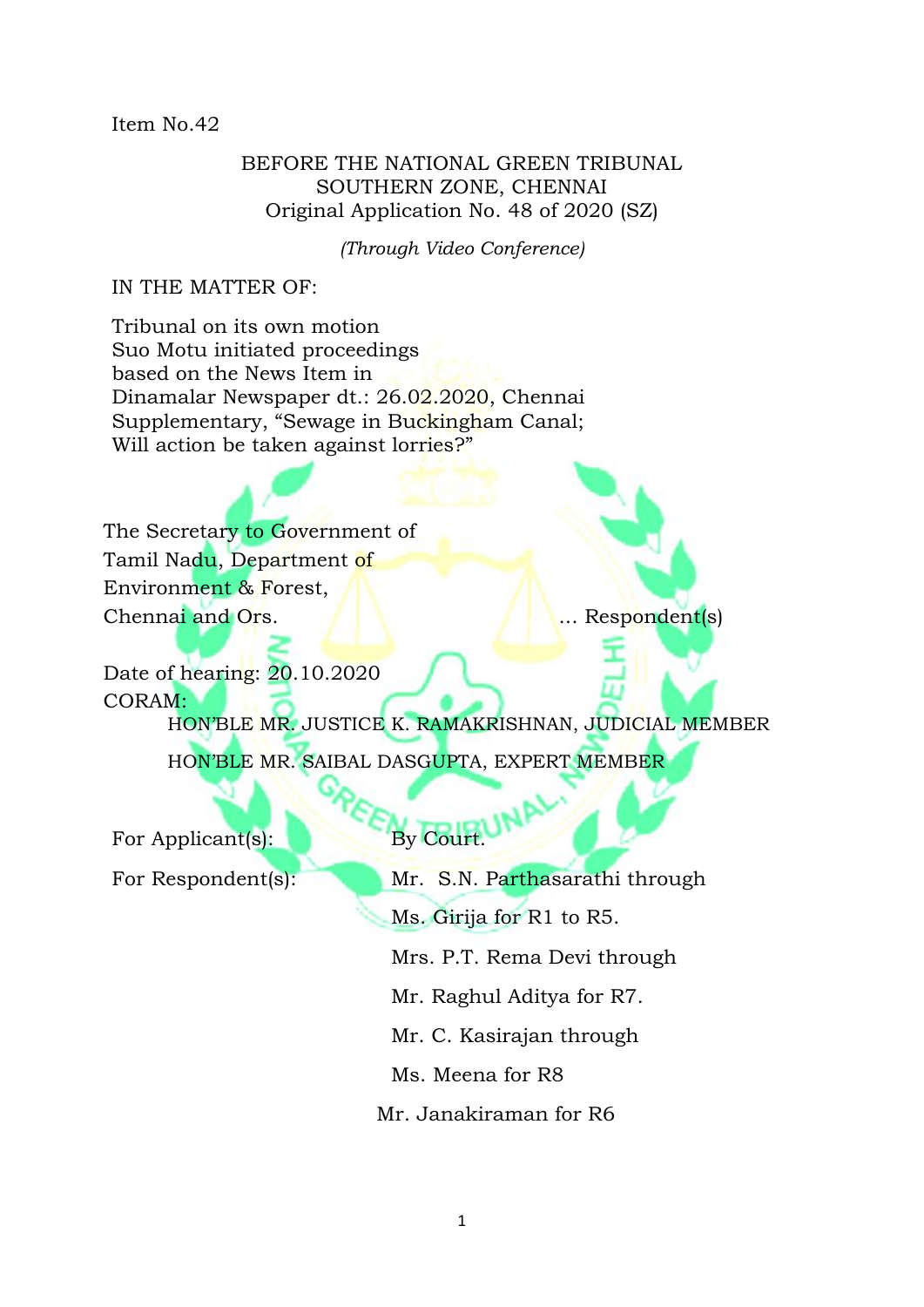Item No.42

BEFORE THE NATIONAL GREEN TRIBUNAL
SOUTHERN ZONE, CHENNAI
Original Application No. 48 of 2020 (SZ)

*(Through Video Conference)*

IN THE MATTER OF:

Tribunal on its own motion
Suo Motu initiated proceedings
based on the News Item in
Dinamalar Newspaper dt.: 26.02.2020, Chennai
Supplementary, "Sewage in Buckingham Canal;
Will action be taken against lorries?"

The Secretary to Government of
Tamil Nadu, Department of
Environment & Forest,
Chennai and Ors. ... Respondent(s)

Date of hearing: 20.10.2020

CORAM:

HON'BLE MR. JUSTICE K. RAMAKRISHNAN, JUDICIAL MEMBER

HON'BLE MR. SAIBAL DASGUPTA, EXPERT MEMBER

For Applicant(s): By Court.

For Respondent(s): Mr. S.N. Parthasarathi through
Ms. Girija for R1 to R5.
Mrs. P.T. Rema Devi through
Mr. Raghul Aditya for R7.
Mr. C. Kasirajan through
Ms. Meena for R8
Mr. Janakiraman for R6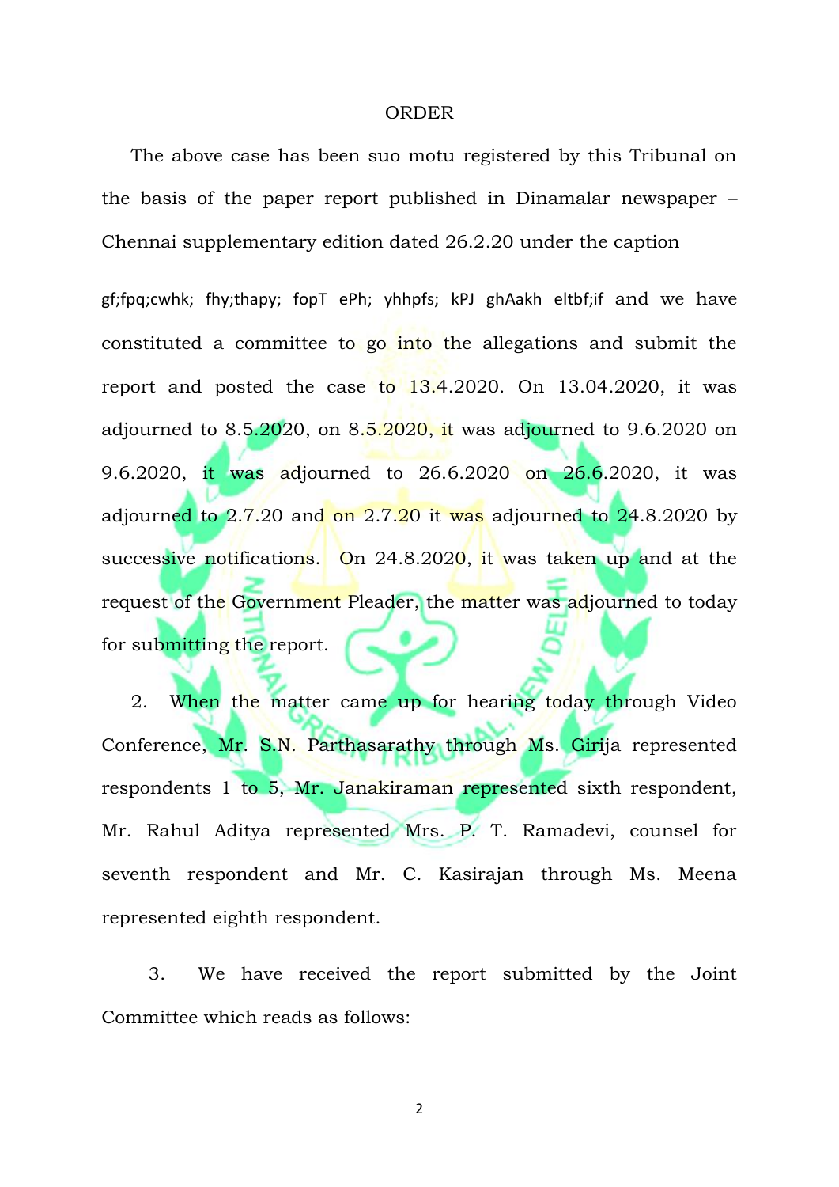ORDER

The above case has been suo motu registered by this Tribunal on the basis of the paper report published in Dinamalar newspaper – Chennai supplementary edition dated 26.2.20 under the caption

gf;fpq;cwhk; fhy;thapy; fopT ePh; yhhpfs; kPJ ghAakh eltbf;if and we have constituted a committee to go into the allegations and submit the report and posted the case to 13.4.2020. On 13.04.2020, it was adjourned to 8.5.2020, on 8.5.2020, it was adjourned to 9.6.2020 on 9.6.2020, it was adjourned to 26.6.2020 on 26.6.2020, it was adjourned to 2.7.20 and on 2.7.20 it was adjourned to 24.8.2020 by successive notifications. On 24.8.2020, it was taken up and at the request of the Government Pleader, the matter was adjourned to today for submitting the report.

2. When the matter came up for hearing today through Video Conference, Mr. S.N. Parthasarathy through Ms. Girija represented respondents 1 to 5, Mr. Janakiraman represented sixth respondent, Mr. Rahul Aditya represented Mrs. P. T. Ramadevi, counsel for seventh respondent and Mr. C. Kasirajan through Ms. Meena represented eighth respondent.

3. We have received the report submitted by the Joint Committee which reads as follows: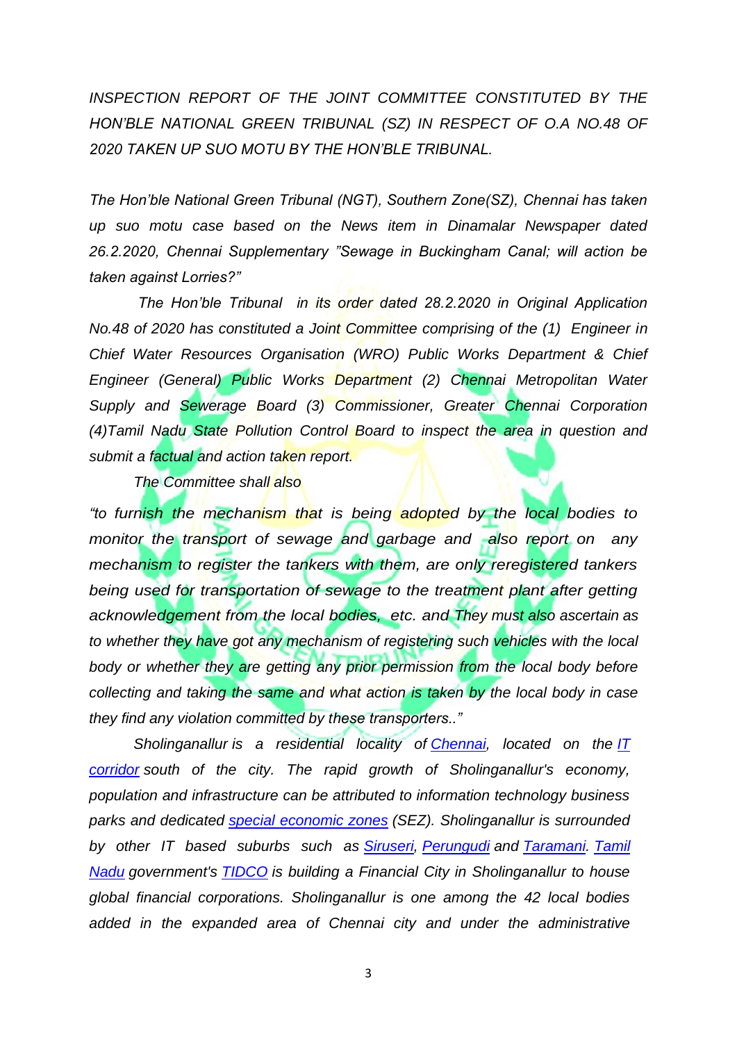*INSPECTION REPORT OF THE JOINT COMMITTEE CONSTITUTED BY THE HON'BLE NATIONAL GREEN TRIBUNAL (SZ) IN RESPECT OF O.A NO.48 OF 2020 TAKEN UP SUO MOTU BY THE HON'BLE TRIBUNAL.*

*The Hon'ble National Green Tribunal (NGT), Southern Zone(SZ), Chennai has taken up suo motu case based on the News item in Dinamalar Newspaper dated 26.2.2020, Chennai Supplementary "Sewage in Buckingham Canal; will action be taken against Lorries?"*

*The Hon'ble Tribunal in its order dated 28.2.2020 in Original Application No.48 of 2020 has constituted a Joint Committee comprising of the (1) Engineer in Chief Water Resources Organisation (WRO) Public Works Department & Chief Engineer (General) Public Works Department (2) Chennai Metropolitan Water Supply and Sewerage Board (3) Commissioner, Greater Chennai Corporation (4)Tamil Nadu State Pollution Control Board to inspect the area in question and submit a factual and action taken report.*

*The Committee shall also*

*"to furnish the mechanism that is being adopted by the local bodies to monitor the transport of sewage and garbage and also report on any mechanism to register the tankers with them, are only reregistered tankers being used for transportation of sewage to the treatment plant after getting acknowledgement from the local bodies, etc. and They must also ascertain as to whether they have got any mechanism of registering such vehicles with the local body or whether they are getting any prior permission from the local body before collecting and taking the same and what action is taken by the local body in case they find any violation committed by these transporters.."*

*Sholinganallur is a residential locality of Chennai, located on the IT corridor south of the city. The rapid growth of Sholinganallur's economy, population and infrastructure can be attributed to information technology business parks and dedicated special economic zones (SEZ). Sholinganallur is surrounded by other IT based suburbs such as Siruseri, Perungudi and Taramani. Tamil Nadu government's TIDCO is building a Financial City in Sholinganallur to house global financial corporations. Sholinganallur is one among the 42 local bodies added in the expanded area of Chennai city and under the administrative*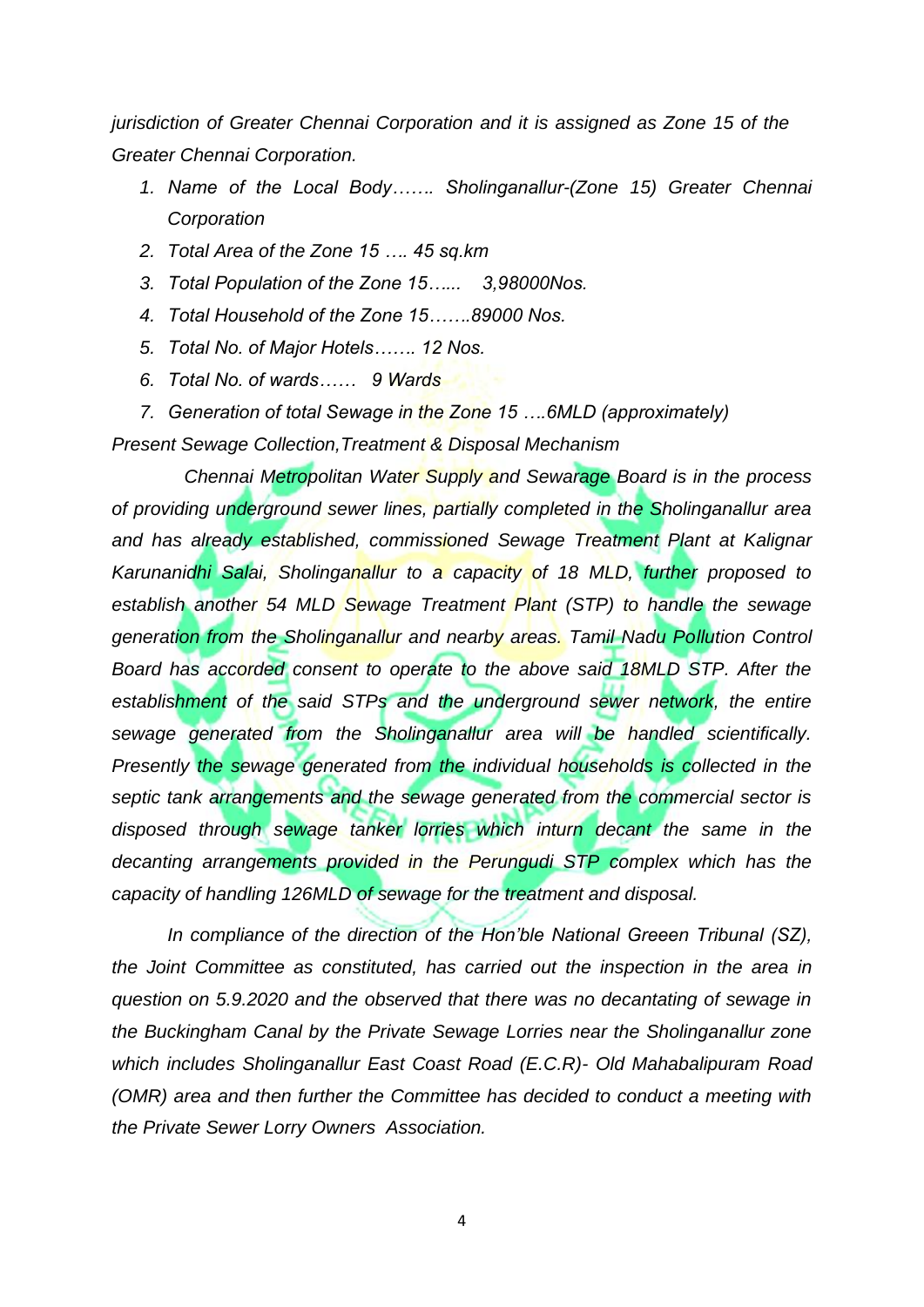*jurisdiction of Greater Chennai Corporation and it is assigned as Zone 15 of the Greater Chennai Corporation.*

1. *Name of the Local Body……. Sholinganallur-(Zone 15) Greater Chennai Corporation*
2. *Total Area of the Zone 15 …. 45 sq.km*
3. *Total Population of the Zone 15…... 3,98000Nos.*
4. *Total Household of the Zone 15…….89000 Nos.*
5. *Total No. of Major Hotels……. 12 Nos.*
6. *Total No. of wards…… 9 Wards*
7. *Generation of total Sewage in the Zone 15 ….6MLD (approximately)*

*Present Sewage Collection,Treatment & Disposal Mechanism*

*Chennai Metropolitan Water Supply and Sewarage Board is in the process of providing underground sewer lines, partially completed in the Sholinganallur area and has already established, commissioned Sewage Treatment Plant at Kalignar Karunanidhi Salai, Sholinganallur to a capacity of 18 MLD, further proposed to establish another 54 MLD Sewage Treatment Plant (STP) to handle the sewage generation from the Sholinganallur and nearby areas. Tamil Nadu Pollution Control Board has accorded consent to operate to the above said 18MLD STP. After the establishment of the said STPs and the underground sewer network, the entire sewage generated from the Sholinganallur area will be handled scientifically. Presently the sewage generated from the individual households is collected in the septic tank arrangements and the sewage generated from the commercial sector is disposed through sewage tanker lorries which inturn decant the same in the decanting arrangements provided in the Perungudi STP complex which has the capacity of handling 126MLD of sewage for the treatment and disposal.*

*In compliance of the direction of the Hon'ble National Greeen Tribunal (SZ), the Joint Committee as constituted, has carried out the inspection in the area in question on 5.9.2020 and the observed that there was no decantating of sewage in the Buckingham Canal by the Private Sewage Lorries near the Sholinganallur zone which includes Sholinganallur East Coast Road (E.C.R)- Old Mahabalipuram Road (OMR) area and then further the Committee has decided to conduct a meeting with the Private Sewer Lorry Owners Association.*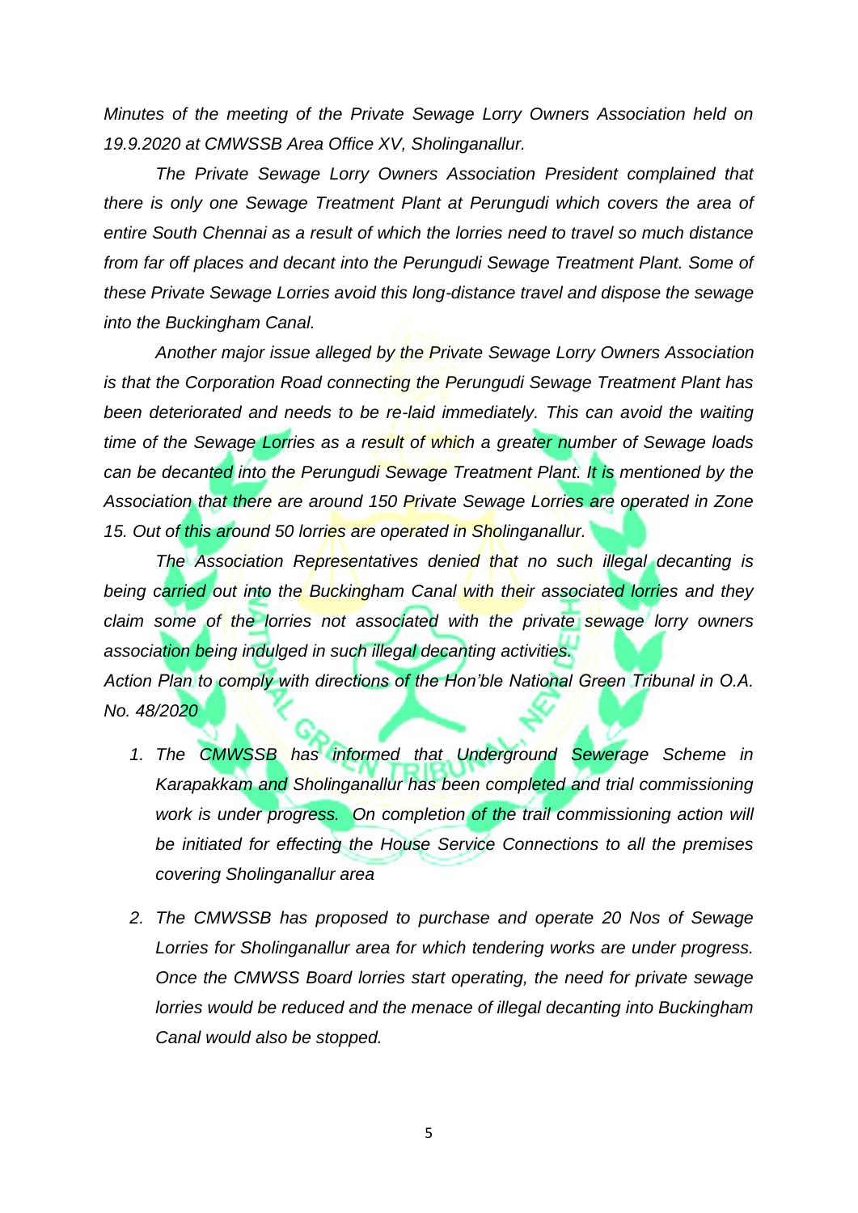*Minutes of the meeting of the Private Sewage Lorry Owners Association held on 19.9.2020 at CMWSSB Area Office XV, Sholinganallur.*

*The Private Sewage Lorry Owners Association President complained that there is only one Sewage Treatment Plant at Perungudi which covers the area of entire South Chennai as a result of which the lorries need to travel so much distance from far off places and decant into the Perungudi Sewage Treatment Plant. Some of these Private Sewage Lorries avoid this long-distance travel and dispose the sewage into the Buckingham Canal.*

*Another major issue alleged by the Private Sewage Lorry Owners Association is that the Corporation Road connecting the Perungudi Sewage Treatment Plant has been deteriorated and needs to be re-laid immediately. This can avoid the waiting time of the Sewage Lorries as a result of which a greater number of Sewage loads can be decanted into the Perungudi Sewage Treatment Plant. It is mentioned by the Association that there are around 150 Private Sewage Lorries are operated in Zone 15. Out of this around 50 lorries are operated in Sholinganallur.*

*The Association Representatives denied that no such illegal decanting is being carried out into the Buckingham Canal with their associated lorries and they claim some of the lorries not associated with the private sewage lorry owners association being indulged in such illegal decanting activities.*

*Action Plan to comply with directions of the Hon'ble National Green Tribunal in O.A. No. 48/2020*

1. *The CMWSSB has informed that Underground Sewerage Scheme in Karapakkam and Sholinganallur has been completed and trial commissioning work is under progress. On completion of the trail commissioning action will be initiated for effecting the House Service Connections to all the premises covering Sholinganallur area*

2. *The CMWSSB has proposed to purchase and operate 20 Nos of Sewage Lorries for Sholinganallur area for which tendering works are under progress. Once the CMWSS Board lorries start operating, the need for private sewage lorries would be reduced and the menace of illegal decanting into Buckingham Canal would also be stopped.*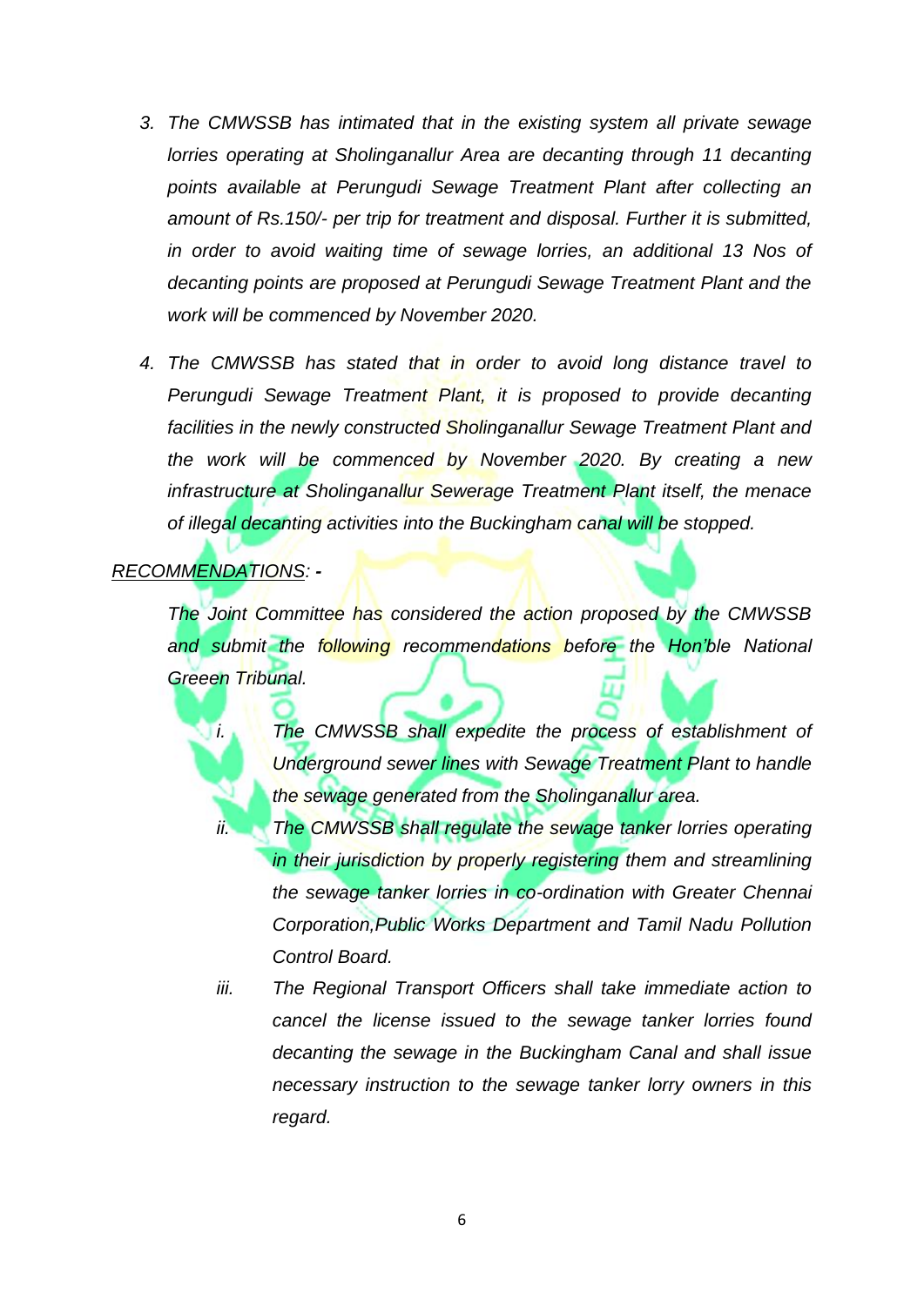3. *The CMWSSB has intimated that in the existing system all private sewage lorries operating at Sholinganallur Area are decanting through 11 decanting points available at Perungudi Sewage Treatment Plant after collecting an amount of Rs.150/- per trip for treatment and disposal. Further it is submitted, in order to avoid waiting time of sewage lorries, an additional 13 Nos of decanting points are proposed at Perungudi Sewage Treatment Plant and the work will be commenced by November 2020.*

4. *The CMWSSB has stated that in order to avoid long distance travel to Perungudi Sewage Treatment Plant, it is proposed to provide decanting facilities in the newly constructed Sholinganallur Sewage Treatment Plant and the work will be commenced by November 2020. By creating a new infrastructure at Sholinganallur Sewerage Treatment Plant itself, the menace of illegal decanting activities into the Buckingham canal will be stopped.*

*<u>RECOMMENDATIONS</u>: -*

*The Joint Committee has considered the action proposed by the CMWSSB and submit the following recommendations before the Hon'ble National Greeen Tribunal.*

- i. *The CMWSSB shall expedite the process of establishment of Underground sewer lines with Sewage Treatment Plant to handle the sewage generated from the Sholinganallur area.*
- ii. *The CMWSSB shall regulate the sewage tanker lorries operating in their jurisdiction by properly registering them and streamlining the sewage tanker lorries in co-ordination with Greater Chennai Corporation,Public Works Department and Tamil Nadu Pollution Control Board.*
- iii. *The Regional Transport Officers shall take immediate action to cancel the license issued to the sewage tanker lorries found decanting the sewage in the Buckingham Canal and shall issue necessary instruction to the sewage tanker lorry owners in this regard.*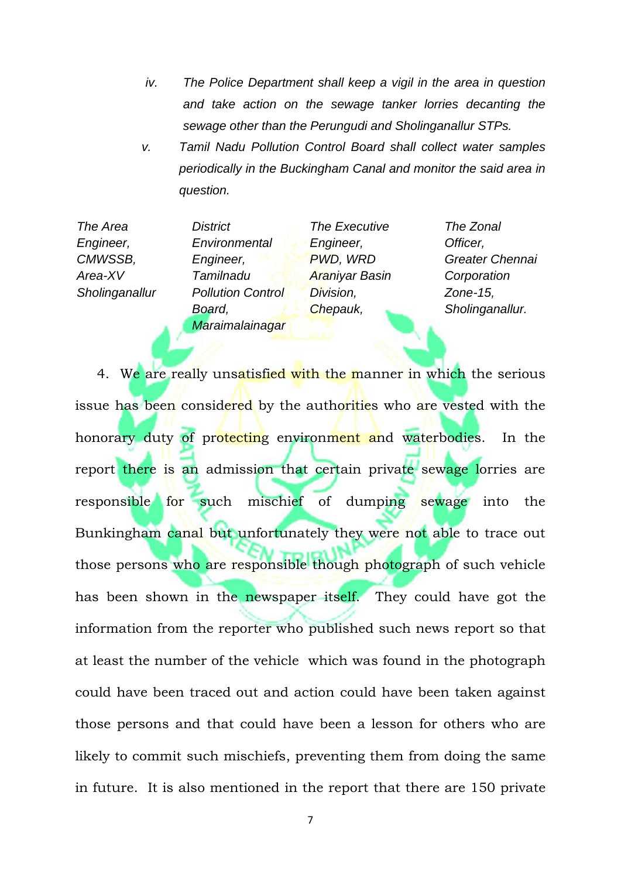iv. *The Police Department shall keep a vigil in the area in question and take action on the sewage tanker lorries decanting the sewage other than the Perungudi and Sholinganallur STPs.*

v. *Tamil Nadu Pollution Control Board shall collect water samples periodically in the Buckingham Canal and monitor the said area in question.*

| *The Area Engineer, CMWSSB, Area-XV Sholinganallur* | *District Environmental Engineer, Tamilnadu Pollution Control Board, Maraimalainagar* | *The Executive Engineer, PWD, WRD Araniyar Basin Division, Chepauk,* | *The Zonal Officer, Greater Chennai Corporation Zone-15, Sholinganallur.* |
|---|---|---|---|

4. We are really unsatisfied with the manner in which the serious issue has been considered by the authorities who are vested with the honorary duty of protecting environment and waterbodies. In the report there is an admission that certain private sewage lorries are responsible for such mischief of dumping sewage into the Bunkingham canal but unfortunately they were not able to trace out those persons who are responsible though photograph of such vehicle has been shown in the newspaper itself. They could have got the information from the reporter who published such news report so that at least the number of the vehicle which was found in the photograph could have been traced out and action could have been taken against those persons and that could have been a lesson for others who are likely to commit such mischiefs, preventing them from doing the same in future. It is also mentioned in the report that there are 150 private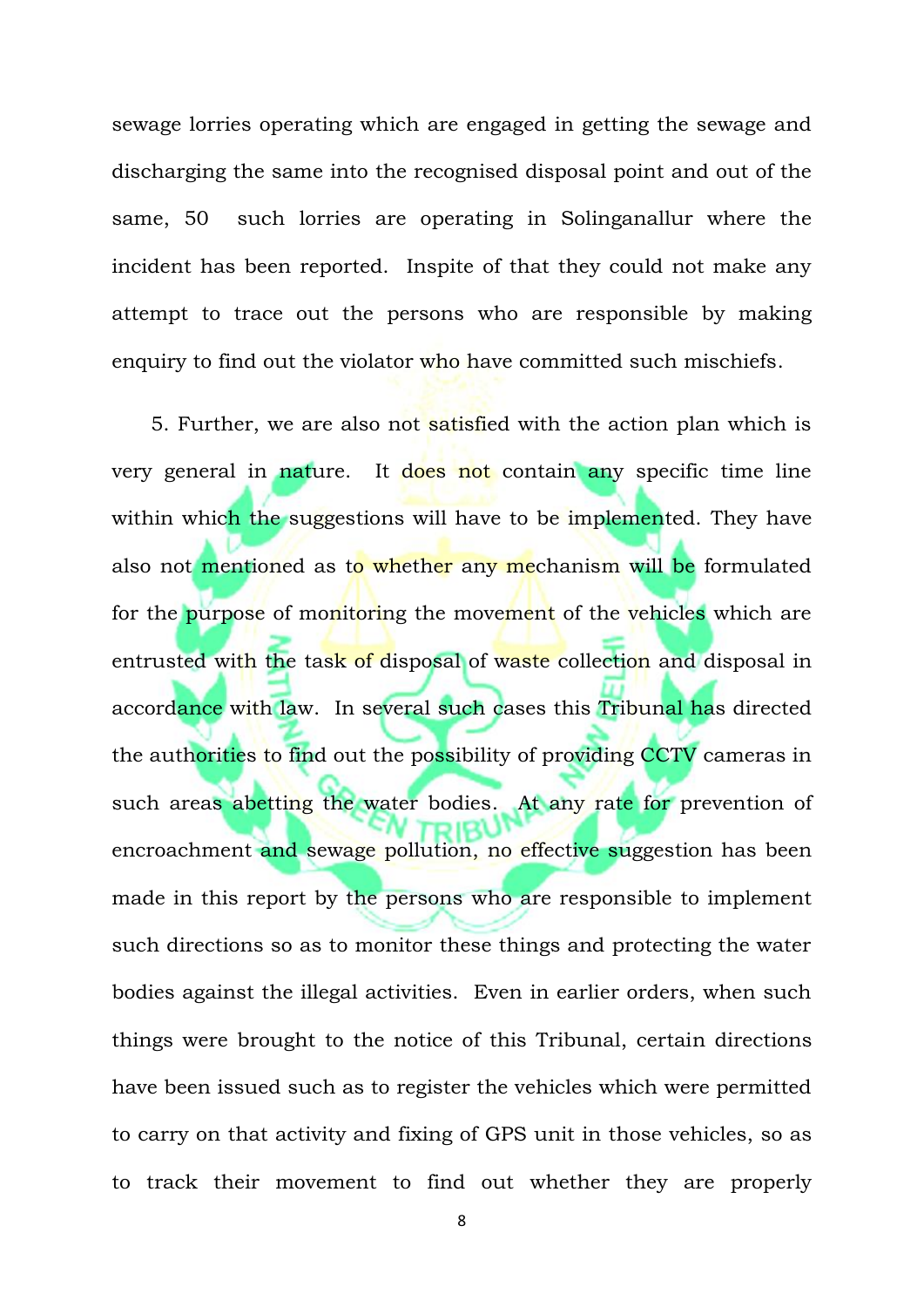sewage lorries operating which are engaged in getting the sewage and discharging the same into the recognised disposal point and out of the same, 50 such lorries are operating in Solinganallur where the incident has been reported. Inspite of that they could not make any attempt to trace out the persons who are responsible by making enquiry to find out the violator who have committed such mischiefs.

5. Further, we are also not satisfied with the action plan which is very general in nature. It does not contain any specific time line within which the suggestions will have to be implemented. They have also not mentioned as to whether any mechanism will be formulated for the purpose of monitoring the movement of the vehicles which are entrusted with the task of disposal of waste collection and disposal in accordance with law. In several such cases this Tribunal has directed the authorities to find out the possibility of providing CCTV cameras in such areas abetting the water bodies. At any rate for prevention of encroachment and sewage pollution, no effective suggestion has been made in this report by the persons who are responsible to implement such directions so as to monitor these things and protecting the water bodies against the illegal activities. Even in earlier orders, when such things were brought to the notice of this Tribunal, certain directions have been issued such as to register the vehicles which were permitted to carry on that activity and fixing of GPS unit in those vehicles, so as to track their movement to find out whether they are properly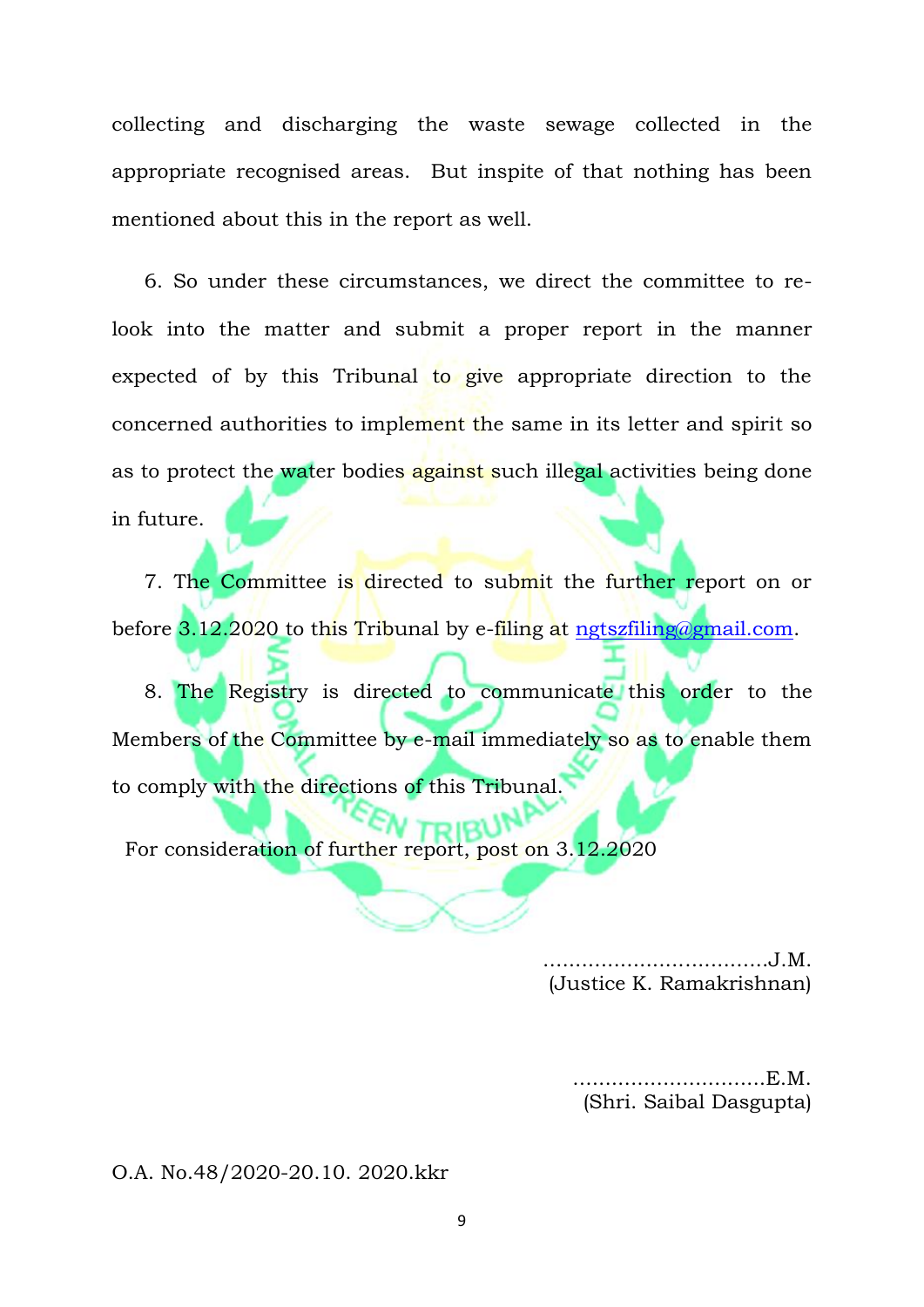collecting and discharging the waste sewage collected in the appropriate recognised areas. But inspite of that nothing has been mentioned about this in the report as well.

6. So under these circumstances, we direct the committee to re-look into the matter and submit a proper report in the manner expected of by this Tribunal to give appropriate direction to the concerned authorities to implement the same in its letter and spirit so as to protect the water bodies against such illegal activities being done in future.

7. The Committee is directed to submit the further report on or before 3.12.2020 to this Tribunal by e-filing at ngtszfiling@gmail.com.

8. The Registry is directed to communicate this order to the Members of the Committee by e-mail immediately so as to enable them to comply with the directions of this Tribunal.

For consideration of further report, post on 3.12.2020

..................................J.M.
(Justice K. Ramakrishnan)

..............................E.M.
(Shri. Saibal Dasgupta)

O.A. No.48/2020-20.10. 2020.kkr